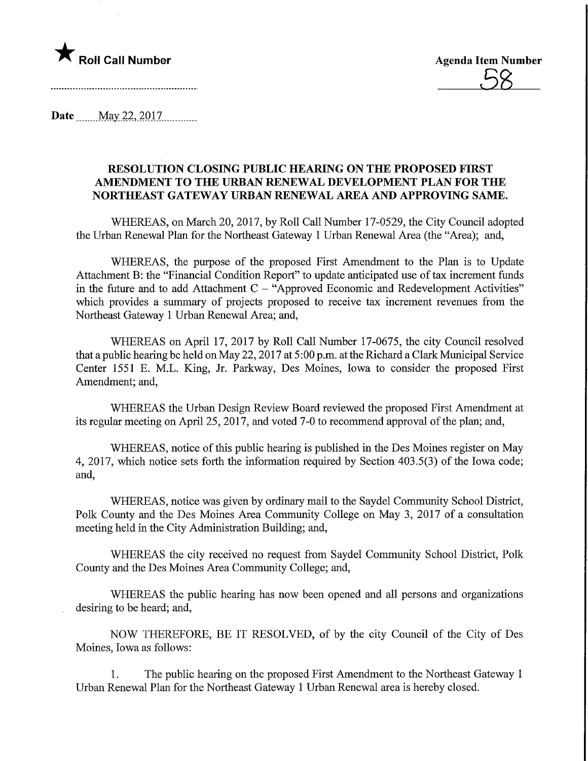★ **Roll Call Number**

**Agenda Item Number**

58

**Date** May 22, 2017

**RESOLUTION CLOSING PUBLIC HEARING ON THE PROPOSED FIRST AMENDMENT TO THE URBAN RENEWAL DEVELOPMENT PLAN FOR THE NORTHEAST GATEWAY URBAN RENEWAL AREA AND APPROVING SAME.**

WHEREAS, on March 20, 2017, by Roll Call Number 17-0529, the City Council adopted the Urban Renewal Plan for the Northeast Gateway 1 Urban Renewal Area (the "Area); and,

WHEREAS, the purpose of the proposed First Amendment to the Plan is to Update Attachment B: the "Financial Condition Report" to update anticipated use of tax increment funds in the future and to add Attachment C – "Approved Economic and Redevelopment Activities" which provides a summary of projects proposed to receive tax increment revenues from the Northeast Gateway 1 Urban Renewal Area; and,

WHEREAS on April 17, 2017 by Roll Call Number 17-0675, the city Council resolved that a public hearing be held on May 22, 2017 at 5:00 p.m. at the Richard a Clark Municipal Service Center 1551 E. M.L. King, Jr. Parkway, Des Moines, Iowa to consider the proposed First Amendment; and,

WHEREAS the Urban Design Review Board reviewed the proposed First Amendment at its regular meeting on April 25, 2017, and voted 7-0 to recommend approval of the plan; and,

WHEREAS, notice of this public hearing is published in the Des Moines register on May 4, 2017, which notice sets forth the information required by Section 403.5(3) of the Iowa code; and,

WHEREAS, notice was given by ordinary mail to the Saydel Community School District, Polk County and the Des Moines Area Community College on May 3, 2017 of a consultation meeting held in the City Administration Building; and,

WHEREAS the city received no request from Saydel Community School District, Polk County and the Des Moines Area Community College; and,

WHEREAS the public hearing has now been opened and all persons and organizations desiring to be heard; and,

NOW THEREFORE, BE IT RESOLVED, of by the city Council of the City of Des Moines, Iowa as follows:

1. The public hearing on the proposed First Amendment to the Northeast Gateway 1 Urban Renewal Plan for the Northeast Gateway 1 Urban Renewal area is hereby closed.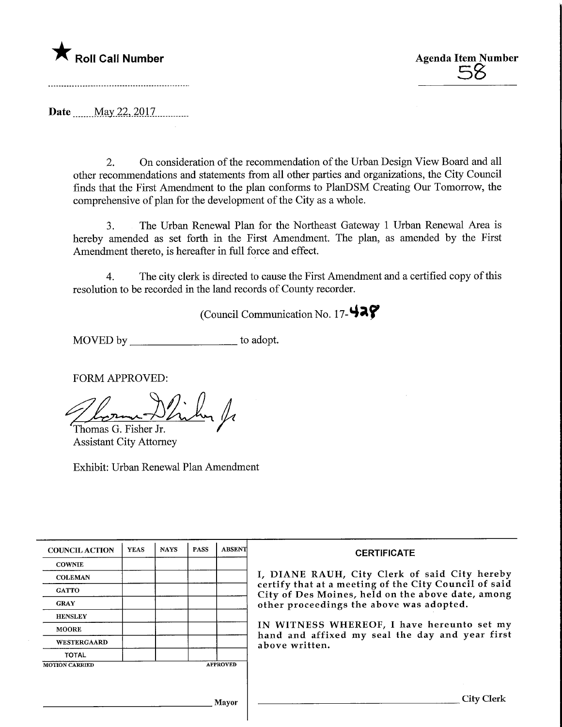★ **Roll Call Number**

**Agenda Item Number**
58

**Date** May 22, 2017

2. On consideration of the recommendation of the Urban Design View Board and all other recommendations and statements from all other parties and organizations, the City Council finds that the First Amendment to the plan conforms to PlanDSM Creating Our Tomorrow, the comprehensive of plan for the development of the City as a whole.

3. The Urban Renewal Plan for the Northeast Gateway 1 Urban Renewal Area is hereby amended as set forth in the First Amendment. The plan, as amended by the First Amendment thereto, is hereafter in full force and effect.

4. The city clerk is directed to cause the First Amendment and a certified copy of this resolution to be recorded in the land records of County recorder.

(Council Communication No. 17-428

MOVED by ____________________ to adopt.

FORM APPROVED:

Thomas G. Fisher Jr.
Assistant City Attorney

Exhibit: Urban Renewal Plan Amendment

| COUNCIL ACTION | YEAS | NAYS | PASS | ABSENT |
|---|---|---|---|---|
| COWNIE | | | | |
| COLEMAN | | | | |
| GATTO | | | | |
| GRAY | | | | |
| HENSLEY | | | | |
| MOORE | | | | |
| WESTERGAARD | | | | |
| TOTAL | | | | |

MOTION CARRIED APPROVED

______________________ Mayor

**CERTIFICATE**

I, DIANE RAUH, City Clerk of said City hereby certify that at a meeting of the City Council of said City of Des Moines, held on the above date, among other proceedings the above was adopted.

IN WITNESS WHEREOF, I have hereunto set my hand and affixed my seal the day and year first above written.

______________________ City Clerk